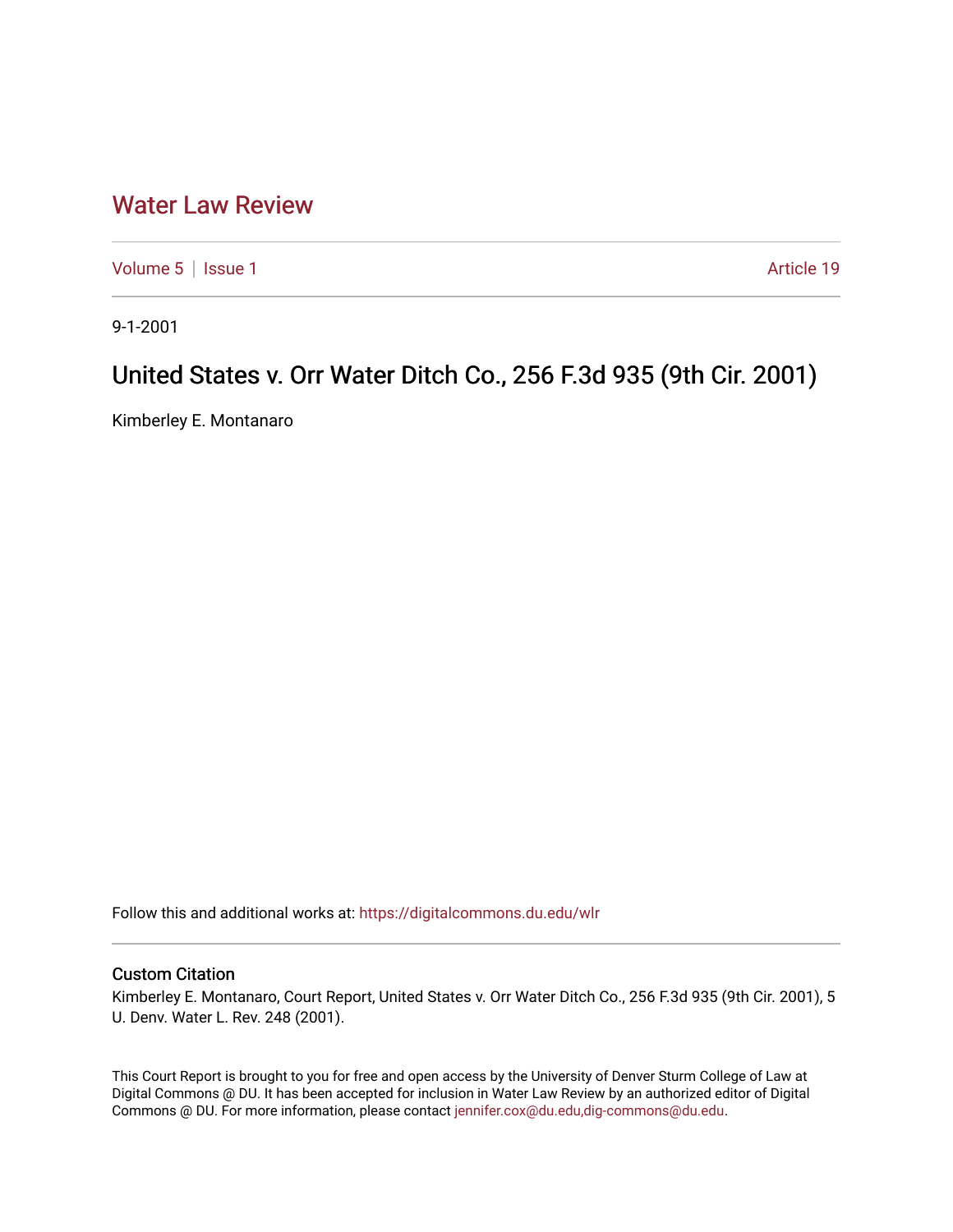# Water Law Review

Volume 5 | Issue 1 Article 19

9-1-2001

## United States v. Orr Water Ditch Co., 256 F.3d 935 (9th Cir. 2001)

Kimberley E. Montanaro

Follow this and additional works at: https://digitalcommons.du.edu/wlr

### Custom Citation

Kimberley E. Montanaro, Court Report, United States v. Orr Water Ditch Co., 256 F.3d 935 (9th Cir. 2001), 5 U. Denv. Water L. Rev. 248 (2001).

This Court Report is brought to you for free and open access by the University of Denver Sturm College of Law at Digital Commons @ DU. It has been accepted for inclusion in Water Law Review by an authorized editor of Digital Commons @ DU. For more information, please contact jennifer.cox@du.edu,dig-commons@du.edu.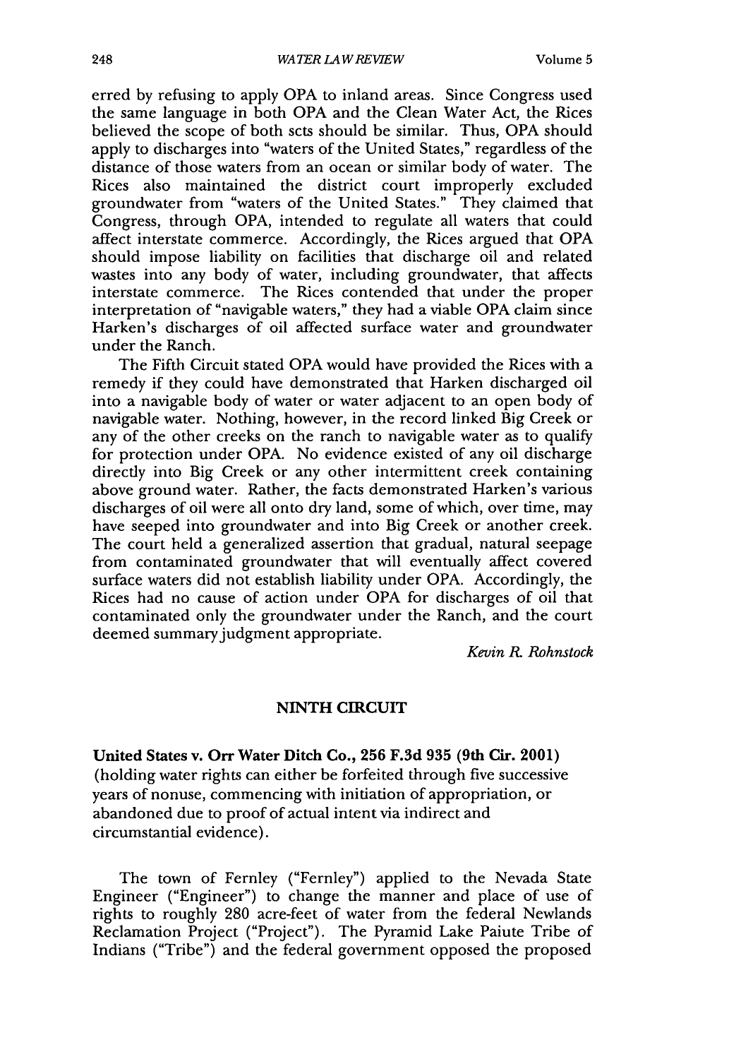erred by refusing to apply OPA to inland areas. Since Congress used the same language in both OPA and the Clean Water Act, the Rices believed the scope of both scts should be similar. Thus, OPA should apply to discharges into "waters of the United States," regardless of the distance of those waters from an ocean or similar body of water. The Rices also maintained the district court improperly excluded groundwater from "waters of the United States." They claimed that Congress, through OPA, intended to regulate all waters that could affect interstate commerce. Accordingly, the Rices argued that OPA should impose liability on facilities that discharge oil and related wastes into any body of water, including groundwater, that affects interstate commerce. The Rices contended that under the proper interpretation of "navigable waters," they had a viable OPA claim since Harken's discharges of oil affected surface water and groundwater under the Ranch.

The Fifth Circuit stated OPA would have provided the Rices with a remedy if they could have demonstrated that Harken discharged oil into a navigable body of water or water adjacent to an open body of navigable water. Nothing, however, in the record linked Big Creek or any of the other creeks on the ranch to navigable water as to qualify for protection under OPA. No evidence existed of any oil discharge directly into Big Creek or any other intermittent creek containing above ground water. Rather, the facts demonstrated Harken's various discharges of oil were all onto dry land, some of which, over time, may have seeped into groundwater and into Big Creek or another creek. The court held a generalized assertion that gradual, natural seepage from contaminated groundwater that will eventually affect covered surface waters did not establish liability under OPA. Accordingly, the Rices had no cause of action under OPA for discharges of oil that contaminated only the groundwater under the Ranch, and the court deemed summary judgment appropriate.

*Kevin R. Rohnstock*

## NINTH CIRCUIT

**United States v. Orr Water Ditch Co., 256 F.3d 935 (9th Cir. 2001)** (holding water rights can either be forfeited through five successive years of nonuse, commencing with initiation of appropriation, or abandoned due to proof of actual intent via indirect and circumstantial evidence).

The town of Fernley ("Fernley") applied to the Nevada State Engineer ("Engineer") to change the manner and place of use of rights to roughly 280 acre-feet of water from the federal Newlands Reclamation Project ("Project"). The Pyramid Lake Paiute Tribe of Indians ("Tribe") and the federal government opposed the proposed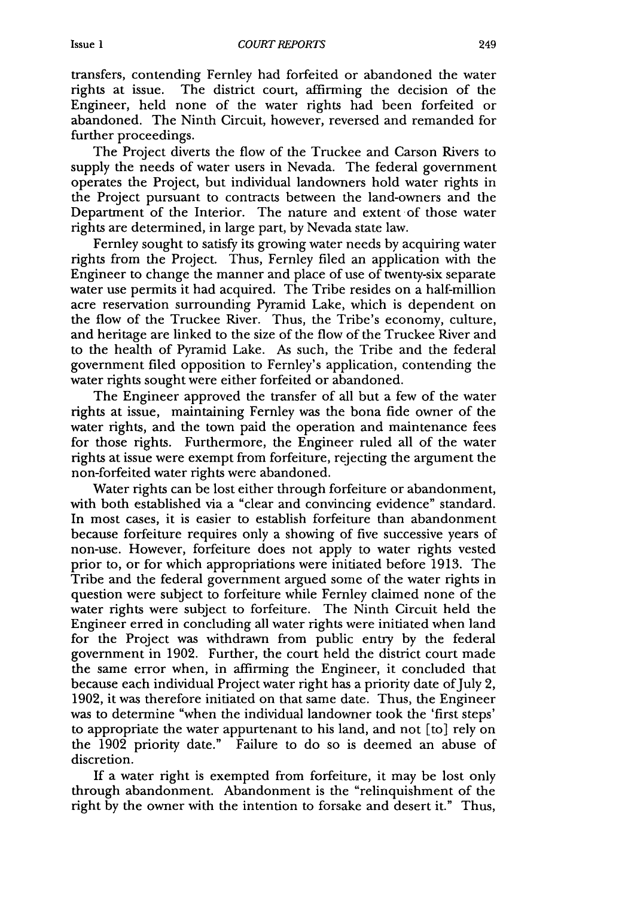transfers, contending Fernley had forfeited or abandoned the water rights at issue. The district court, affirming the decision of the Engineer, held none of the water rights had been forfeited or abandoned. The Ninth Circuit, however, reversed and remanded for further proceedings.

The Project diverts the flow of the Truckee and Carson Rivers to supply the needs of water users in Nevada. The federal government operates the Project, but individual landowners hold water rights in the Project pursuant to contracts between the land-owners and the Department of the Interior. The nature and extent of those water rights are determined, in large part, by Nevada state law.

Fernley sought to satisfy its growing water needs by acquiring water rights from the Project. Thus, Fernley filed an application with the Engineer to change the manner and place of use of twenty-six separate water use permits it had acquired. The Tribe resides on a half-million acre reservation surrounding Pyramid Lake, which is dependent on the flow of the Truckee River. Thus, the Tribe's economy, culture, and heritage are linked to the size of the flow of the Truckee River and to the health of Pyramid Lake. As such, the Tribe and the federal government filed opposition to Fernley's application, contending the water rights sought were either forfeited or abandoned.

The Engineer approved the transfer of all but a few of the water rights at issue, maintaining Fernley was the bona fide owner of the water rights, and the town paid the operation and maintenance fees for those rights. Furthermore, the Engineer ruled all of the water rights at issue were exempt from forfeiture, rejecting the argument the non-forfeited water rights were abandoned.

Water rights can be lost either through forfeiture or abandonment, with both established via a "clear and convincing evidence" standard. In most cases, it is easier to establish forfeiture than abandonment because forfeiture requires only a showing of five successive years of non-use. However, forfeiture does not apply to water rights vested prior to, or for which appropriations were initiated before 1913. The Tribe and the federal government argued some of the water rights in question were subject to forfeiture while Fernley claimed none of the water rights were subject to forfeiture. The Ninth Circuit held the Engineer erred in concluding all water rights were initiated when land for the Project was withdrawn from public entry by the federal government in 1902. Further, the court held the district court made the same error when, in affirming the Engineer, it concluded that because each individual Project water right has a priority date of July 2, 1902, it was therefore initiated on that same date. Thus, the Engineer was to determine "when the individual landowner took the 'first steps' to appropriate the water appurtenant to his land, and not [to] rely on the 1902 priority date." Failure to do so is deemed an abuse of discretion.

If a water right is exempted from forfeiture, it may be lost only through abandonment. Abandonment is the "relinquishment of the right by the owner with the intention to forsake and desert it." Thus,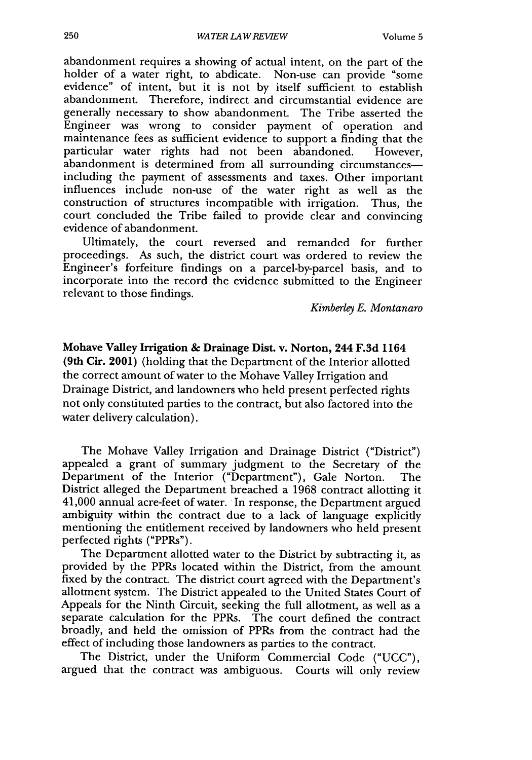abandonment requires a showing of actual intent, on the part of the holder of a water right, to abdicate. Non-use can provide "some evidence" of intent, but it is not by itself sufficient to establish abandonment. Therefore, indirect and circumstantial evidence are generally necessary to show abandonment. The Tribe asserted the Engineer was wrong to consider payment of operation and maintenance fees as sufficient evidence to support a finding that the particular water rights had not been abandoned. However, abandonment is determined from all surrounding circumstances—including the payment of assessments and taxes. Other important influences include non-use of the water right as well as the construction of structures incompatible with irrigation. Thus, the court concluded the Tribe failed to provide clear and convincing evidence of abandonment.

Ultimately, the court reversed and remanded for further proceedings. As such, the district court was ordered to review the Engineer's forfeiture findings on a parcel-by-parcel basis, and to incorporate into the record the evidence submitted to the Engineer relevant to those findings.

*Kimberley E. Montanaro*

**Mohave Valley Irrigation & Drainage Dist. v. Norton, 244 F.3d 1164 (9th Cir. 2001)** (holding that the Department of the Interior allotted the correct amount of water to the Mohave Valley Irrigation and Drainage District, and landowners who held present perfected rights not only constituted parties to the contract, but also factored into the water delivery calculation).

The Mohave Valley Irrigation and Drainage District ("District") appealed a grant of summary judgment to the Secretary of the Department of the Interior ("Department"), Gale Norton. The District alleged the Department breached a 1968 contract allotting it 41,000 annual acre-feet of water. In response, the Department argued ambiguity within the contract due to a lack of language explicitly mentioning the entitlement received by landowners who held present perfected rights ("PPRs").

The Department allotted water to the District by subtracting it, as provided by the PPRs located within the District, from the amount fixed by the contract. The district court agreed with the Department's allotment system. The District appealed to the United States Court of Appeals for the Ninth Circuit, seeking the full allotment, as well as a separate calculation for the PPRs. The court defined the contract broadly, and held the omission of PPRs from the contract had the effect of including those landowners as parties to the contract.

The District, under the Uniform Commercial Code ("UCC"), argued that the contract was ambiguous. Courts will only review